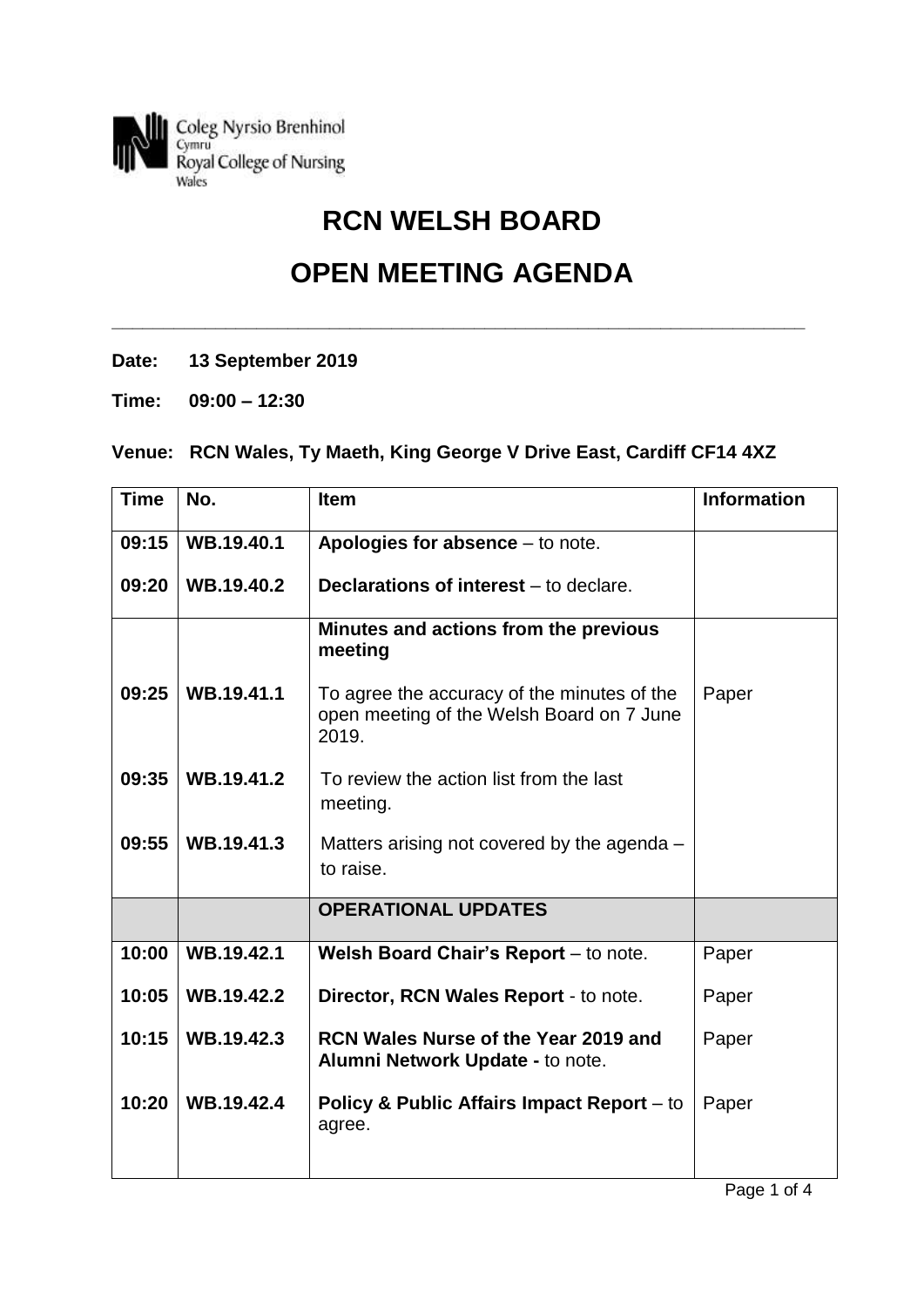Coleg Nyrsio Brenhinol Cymru
Royal College of Nursing Wales

# RCN WELSH BOARD

# OPEN MEETING AGENDA

**Date: 13 September 2019**

**Time: 09:00 – 12:30**

**Venue: RCN Wales, Ty Maeth, King George V Drive East, Cardiff CF14 4XZ**

| Time | No. | Item | Information |
|---|---|---|---|
| 09:15 | WB.19.40.1 | **Apologies for absence** – to note. | |
| 09:20 | WB.19.40.2 | **Declarations of interest** – to declare. | |
| | | **Minutes and actions from the previous meeting** | |
| 09:25 | WB.19.41.1 | To agree the accuracy of the minutes of the open meeting of the Welsh Board on 7 June 2019. | Paper |
| 09:35 | WB.19.41.2 | To review the action list from the last meeting. | |
| 09:55 | WB.19.41.3 | Matters arising not covered by the agenda – to raise. | |
| | | **OPERATIONAL UPDATES** | |
| 10:00 | WB.19.42.1 | **Welsh Board Chair's Report** – to note. | Paper |
| 10:05 | WB.19.42.2 | **Director, RCN Wales Report** - to note. | Paper |
| 10:15 | WB.19.42.3 | **RCN Wales Nurse of the Year 2019 and Alumni Network Update -** to note. | Paper |
| 10:20 | WB.19.42.4 | **Policy & Public Affairs Impact Report** – to agree. | Paper |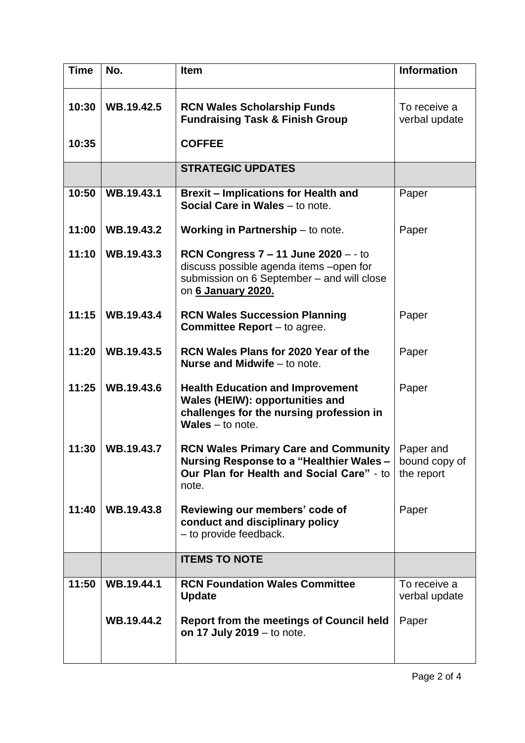| Time | No. | Item | Information |
|---|---|---|---|
| 10:30 | WB.19.42.5 | **RCN Wales Scholarship Funds Fundraising Task & Finish Group** | To receive a verbal update |
| 10:35 | | **COFFEE** | |
| | | **STRATEGIC UPDATES** | |
| 10:50 | WB.19.43.1 | **Brexit – Implications for Health and Social Care in Wales** – to note. | Paper |
| 11:00 | WB.19.43.2 | **Working in Partnership** – to note. | Paper |
| 11:10 | WB.19.43.3 | **RCN Congress 7 – 11 June 2020** – - to discuss possible agenda items –open for submission on 6 September – and will close on **6 January 2020.** | |
| 11:15 | WB.19.43.4 | **RCN Wales Succession Planning Committee Report** – to agree. | Paper |
| 11:20 | WB.19.43.5 | **RCN Wales Plans for 2020 Year of the Nurse and Midwife** – to note. | Paper |
| 11:25 | WB.19.43.6 | **Health Education and Improvement Wales (HEIW): opportunities and challenges for the nursing profession in Wales** – to note. | Paper |
| 11:30 | WB.19.43.7 | **RCN Wales Primary Care and Community Nursing Response to a "Healthier Wales – Our Plan for Health and Social Care"** - to note. | Paper and bound copy of the report |
| 11:40 | WB.19.43.8 | **Reviewing our members' code of conduct and disciplinary policy** – to provide feedback. | Paper |
| | | **ITEMS TO NOTE** | |
| 11:50 | WB.19.44.1 | **RCN Foundation Wales Committee Update** | To receive a verbal update |
| | WB.19.44.2 | **Report from the meetings of Council held on 17 July 2019** – to note. | Paper |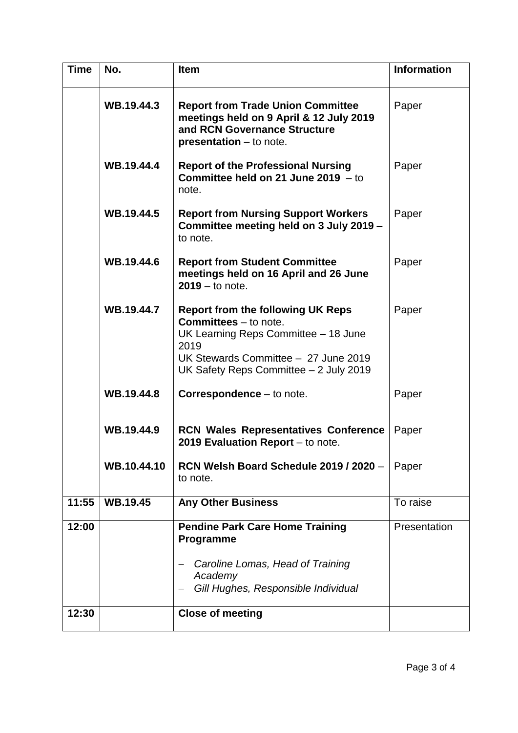| Time | No. | Item | Information |
|---|---|---|---|
| | WB.19.44.3 | **Report from Trade Union Committee meetings held on 9 April & 12 July 2019 and RCN Governance Structure presentation** – to note. | Paper |
| | WB.19.44.4 | **Report of the Professional Nursing Committee held on 21 June 2019** – to note. | Paper |
| | WB.19.44.5 | **Report from Nursing Support Workers Committee meeting held on 3 July 2019** – to note. | Paper |
| | WB.19.44.6 | **Report from Student Committee meetings held on 16 April and 26 June 2019** – to note. | Paper |
| | WB.19.44.7 | **Report from the following UK Reps Committees** – to note.<br>UK Learning Reps Committee – 18 June 2019<br>UK Stewards Committee – 27 June 2019<br>UK Safety Reps Committee – 2 July 2019 | Paper |
| | WB.19.44.8 | **Correspondence** – to note. | Paper |
| | WB.19.44.9 | **RCN Wales Representatives Conference 2019 Evaluation Report** – to note. | Paper |
| | WB.10.44.10 | **RCN Welsh Board Schedule 2019 / 2020** – to note. | Paper |
| **11:55** | **WB.19.45** | **Any Other Business** | To raise |
| **12:00** | | **Pendine Park Care Home Training Programme**<br>– *Caroline Lomas, Head of Training Academy*<br>– *Gill Hughes, Responsible Individual* | Presentation |
| **12:30** | | **Close of meeting** | |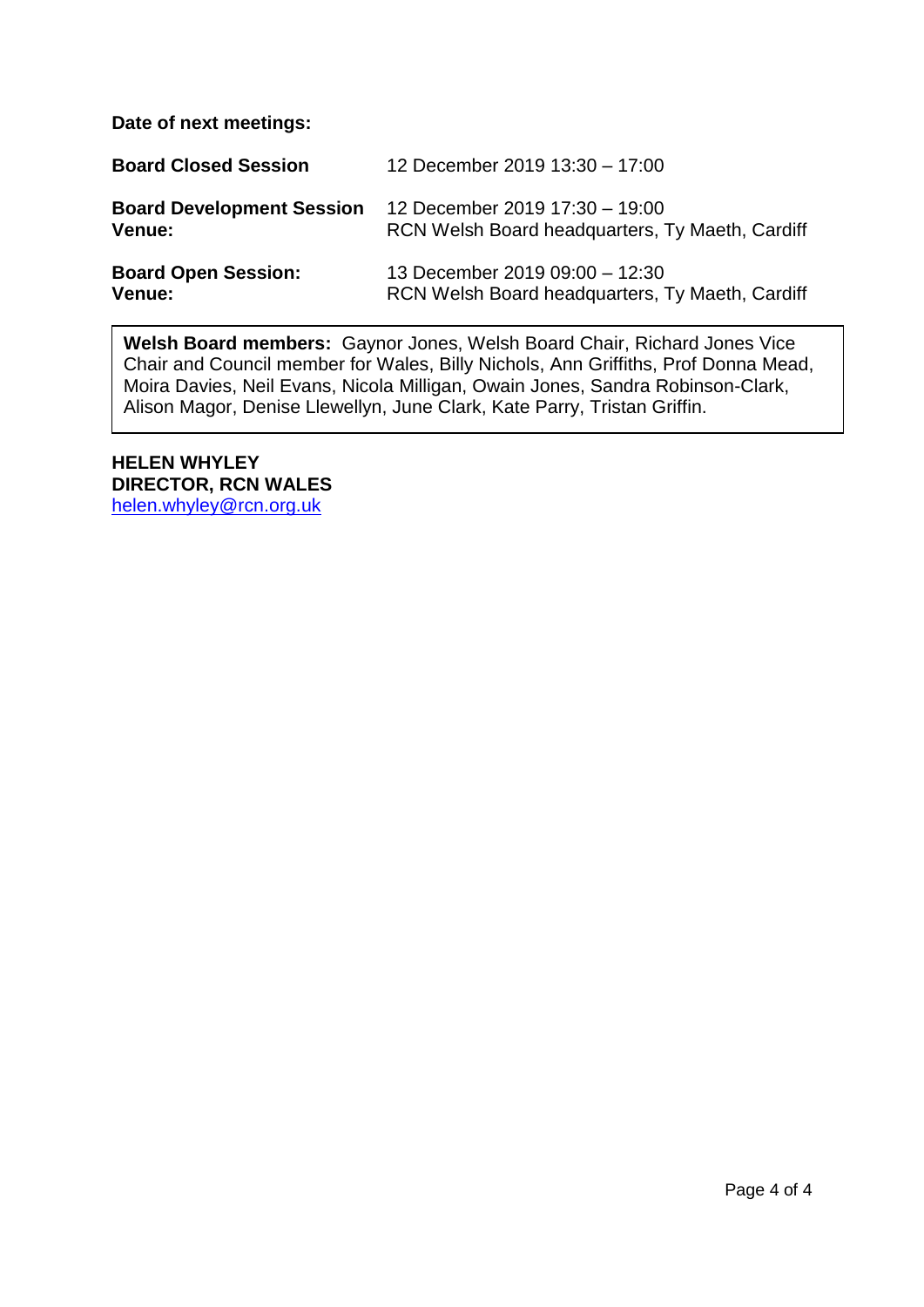**Date of next meetings:**

| | |
|---|---|
| **Board Closed Session** | 12 December 2019 13:30 – 17:00 |
| **Board Development Session** | 12 December 2019 17:30 – 19:00 |
| **Venue:** | RCN Welsh Board headquarters, Ty Maeth, Cardiff |
| **Board Open Session:** | 13 December 2019 09:00 – 12:30 |
| **Venue:** | RCN Welsh Board headquarters, Ty Maeth, Cardiff |

**Welsh Board members:** Gaynor Jones, Welsh Board Chair, Richard Jones Vice Chair and Council member for Wales, Billy Nichols, Ann Griffiths, Prof Donna Mead, Moira Davies, Neil Evans, Nicola Milligan, Owain Jones, Sandra Robinson-Clark, Alison Magor, Denise Llewellyn, June Clark, Kate Parry, Tristan Griffin.

**HELEN WHYLEY**
**DIRECTOR, RCN WALES**
helen.whyley@rcn.org.uk